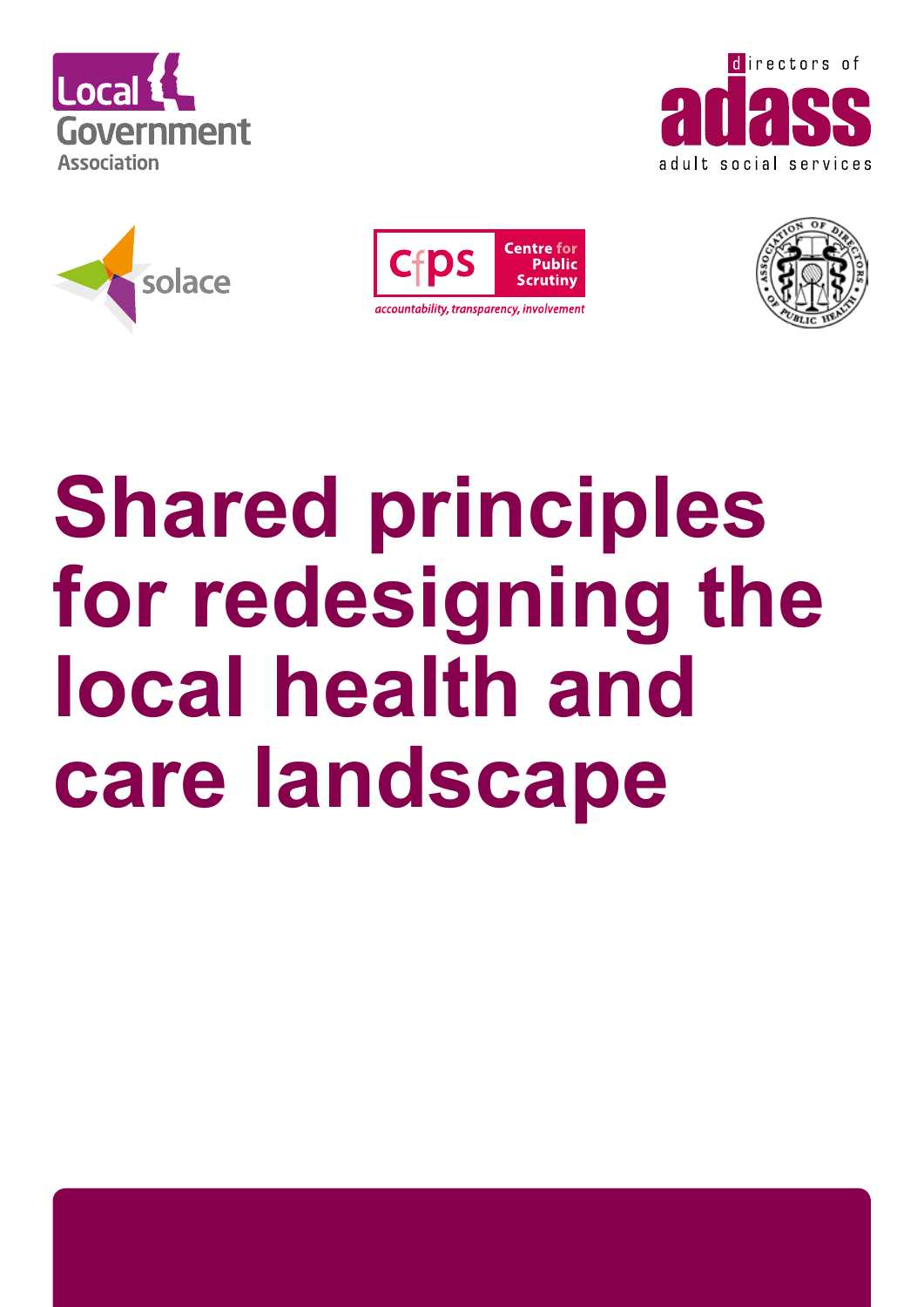Local Government Association

directors of adass adult social services

solace

cfps Centre for Public Scrutiny

accountability, transparency, involvement

Association of Directors of Public Health

# Shared principles for redesigning the local health and care landscape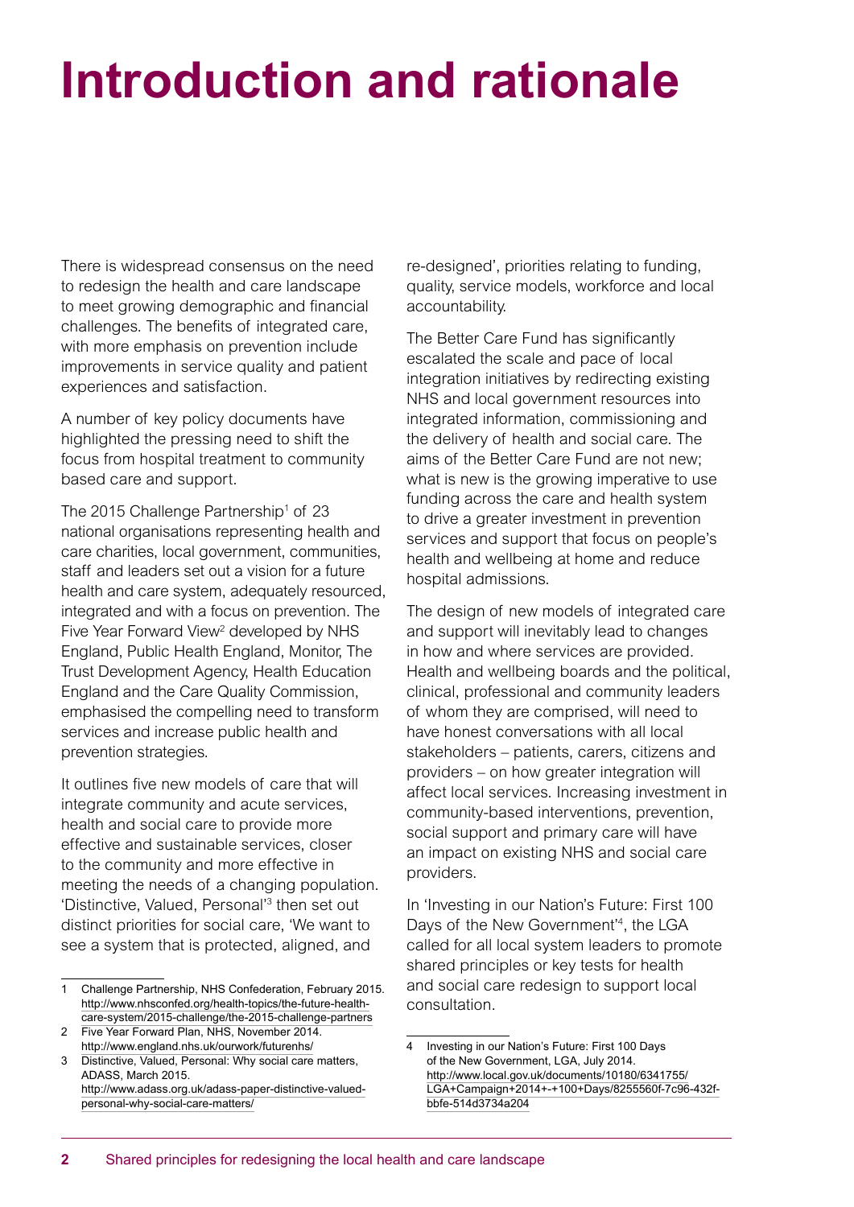# Introduction and rationale

There is widespread consensus on the need to redesign the health and care landscape to meet growing demographic and financial challenges. The benefits of integrated care, with more emphasis on prevention include improvements in service quality and patient experiences and satisfaction.

A number of key policy documents have highlighted the pressing need to shift the focus from hospital treatment to community based care and support.

The 2015 Challenge Partnership[1] of 23 national organisations representing health and care charities, local government, communities, staff and leaders set out a vision for a future health and care system, adequately resourced, integrated and with a focus on prevention. The Five Year Forward View[2] developed by NHS England, Public Health England, Monitor, The Trust Development Agency, Health Education England and the Care Quality Commission, emphasised the compelling need to transform services and increase public health and prevention strategies.

It outlines five new models of care that will integrate community and acute services, health and social care to provide more effective and sustainable services, closer to the community and more effective in meeting the needs of a changing population. 'Distinctive, Valued, Personal'[3] then set out distinct priorities for social care, 'We want to see a system that is protected, aligned, and re-designed', priorities relating to funding, quality, service models, workforce and local accountability.

The Better Care Fund has significantly escalated the scale and pace of local integration initiatives by redirecting existing NHS and local government resources into integrated information, commissioning and the delivery of health and social care. The aims of the Better Care Fund are not new; what is new is the growing imperative to use funding across the care and health system to drive a greater investment in prevention services and support that focus on people's health and wellbeing at home and reduce hospital admissions.

The design of new models of integrated care and support will inevitably lead to changes in how and where services are provided. Health and wellbeing boards and the political, clinical, professional and community leaders of whom they are comprised, will need to have honest conversations with all local stakeholders – patients, carers, citizens and providers – on how greater integration will affect local services. Increasing investment in community-based interventions, prevention, social support and primary care will have an impact on existing NHS and social care providers.

In 'Investing in our Nation's Future: First 100 Days of the New Government'[4], the LGA called for all local system leaders to promote shared principles or key tests for health and social care redesign to support local consultation.

---

1 Challenge Partnership, NHS Confederation, February 2015. http://www.nhsconfed.org/health-topics/the-future-health-care-system/2015-challenge/the-2015-challenge-partners

2 Five Year Forward Plan, NHS, November 2014. http://www.england.nhs.uk/ourwork/futurenhs/

3 Distinctive, Valued, Personal: Why social care matters, ADASS, March 2015. http://www.adass.org.uk/adass-paper-distinctive-valued-personal-why-social-care-matters/

4 Investing in our Nation's Future: First 100 Days of the New Government, LGA, July 2014. http://www.local.gov.uk/documents/10180/6341755/LGA+Campaign+2014+-+100+Days/8255560f-7c96-432f-bbfe-514d3734a204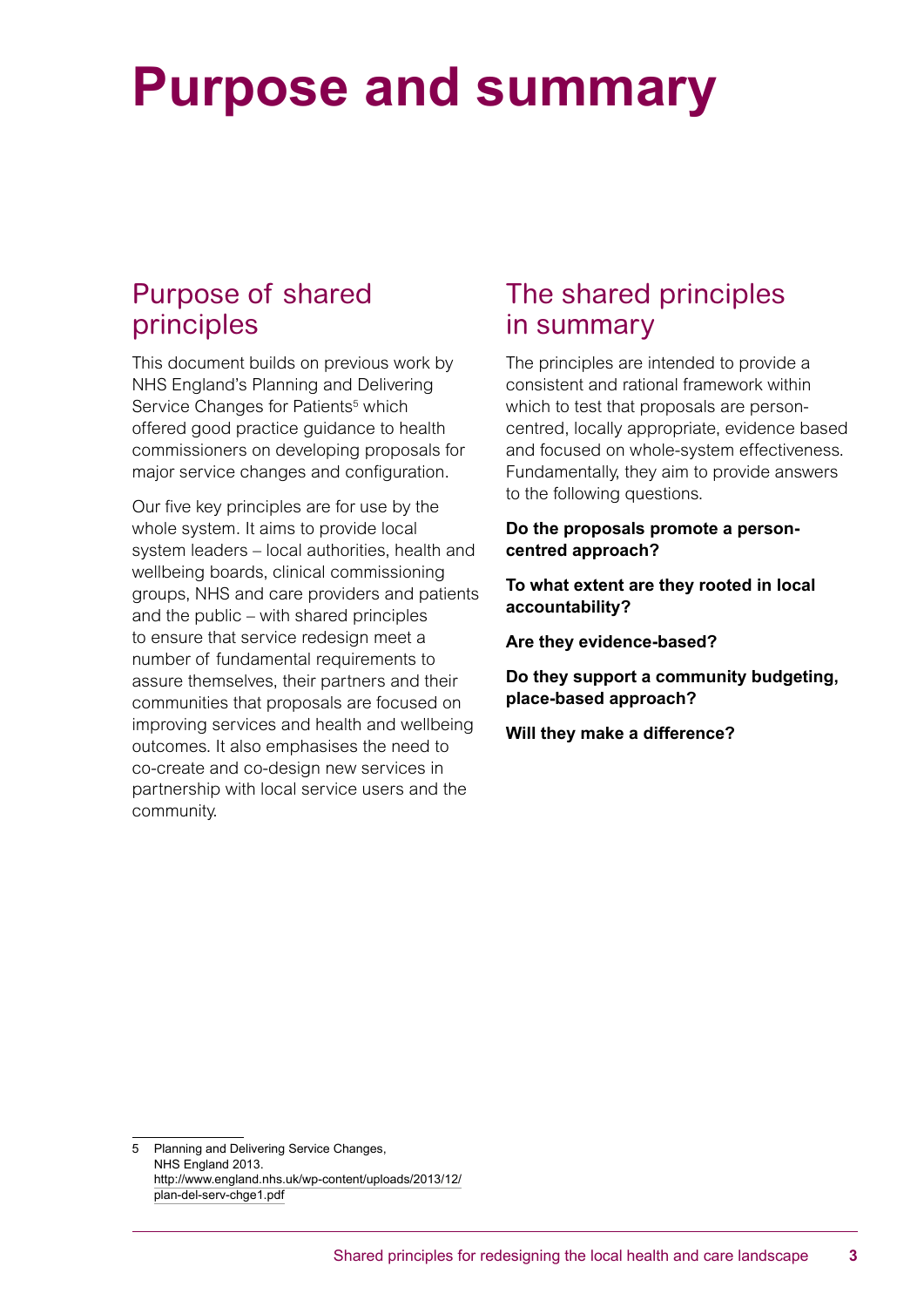# Purpose and summary

## Purpose of shared principles

This document builds on previous work by NHS England's Planning and Delivering Service Changes for Patients[5] which offered good practice guidance to health commissioners on developing proposals for major service changes and configuration.

Our five key principles are for use by the whole system. It aims to provide local system leaders – local authorities, health and wellbeing boards, clinical commissioning groups, NHS and care providers and patients and the public – with shared principles to ensure that service redesign meet a number of fundamental requirements to assure themselves, their partners and their communities that proposals are focused on improving services and health and wellbeing outcomes. It also emphasises the need to co-create and co-design new services in partnership with local service users and the community.

## The shared principles in summary

The principles are intended to provide a consistent and rational framework within which to test that proposals are person-centred, locally appropriate, evidence based and focused on whole-system effectiveness. Fundamentally, they aim to provide answers to the following questions.

**Do the proposals promote a person-centred approach?**

**To what extent are they rooted in local accountability?**

**Are they evidence-based?**

**Do they support a community budgeting, place-based approach?**

**Will they make a difference?**

5 Planning and Delivering Service Changes, NHS England 2013. http://www.england.nhs.uk/wp-content/uploads/2013/12/plan-del-serv-chge1.pdf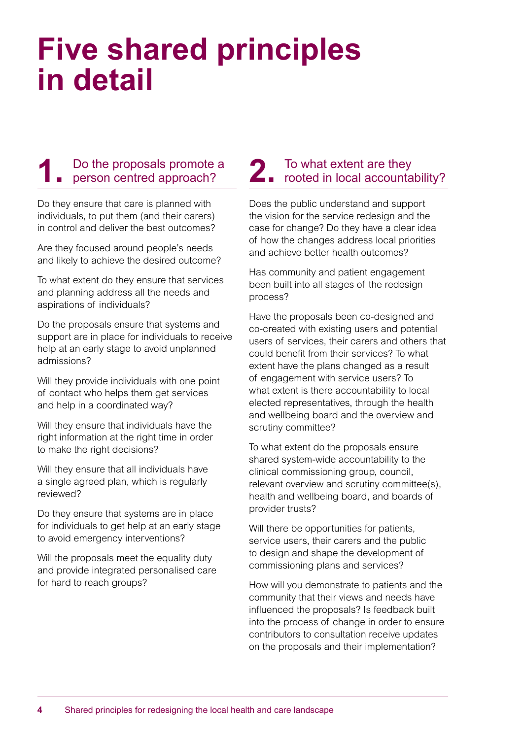# Five shared principles in detail

## 1. Do the proposals promote a person centred approach?

Do they ensure that care is planned with individuals, to put them (and their carers) in control and deliver the best outcomes?

Are they focused around people's needs and likely to achieve the desired outcome?

To what extent do they ensure that services and planning address all the needs and aspirations of individuals?

Do the proposals ensure that systems and support are in place for individuals to receive help at an early stage to avoid unplanned admissions?

Will they provide individuals with one point of contact who helps them get services and help in a coordinated way?

Will they ensure that individuals have the right information at the right time in order to make the right decisions?

Will they ensure that all individuals have a single agreed plan, which is regularly reviewed?

Do they ensure that systems are in place for individuals to get help at an early stage to avoid emergency interventions?

Will the proposals meet the equality duty and provide integrated personalised care for hard to reach groups?

## 2. To what extent are they rooted in local accountability?

Does the public understand and support the vision for the service redesign and the case for change? Do they have a clear idea of how the changes address local priorities and achieve better health outcomes?

Has community and patient engagement been built into all stages of the redesign process?

Have the proposals been co-designed and co-created with existing users and potential users of services, their carers and others that could benefit from their services? To what extent have the plans changed as a result of engagement with service users? To what extent is there accountability to local elected representatives, through the health and wellbeing board and the overview and scrutiny committee?

To what extent do the proposals ensure shared system-wide accountability to the clinical commissioning group, council, relevant overview and scrutiny committee(s), health and wellbeing board, and boards of provider trusts?

Will there be opportunities for patients, service users, their carers and the public to design and shape the development of commissioning plans and services?

How will you demonstrate to patients and the community that their views and needs have influenced the proposals? Is feedback built into the process of change in order to ensure contributors to consultation receive updates on the proposals and their implementation?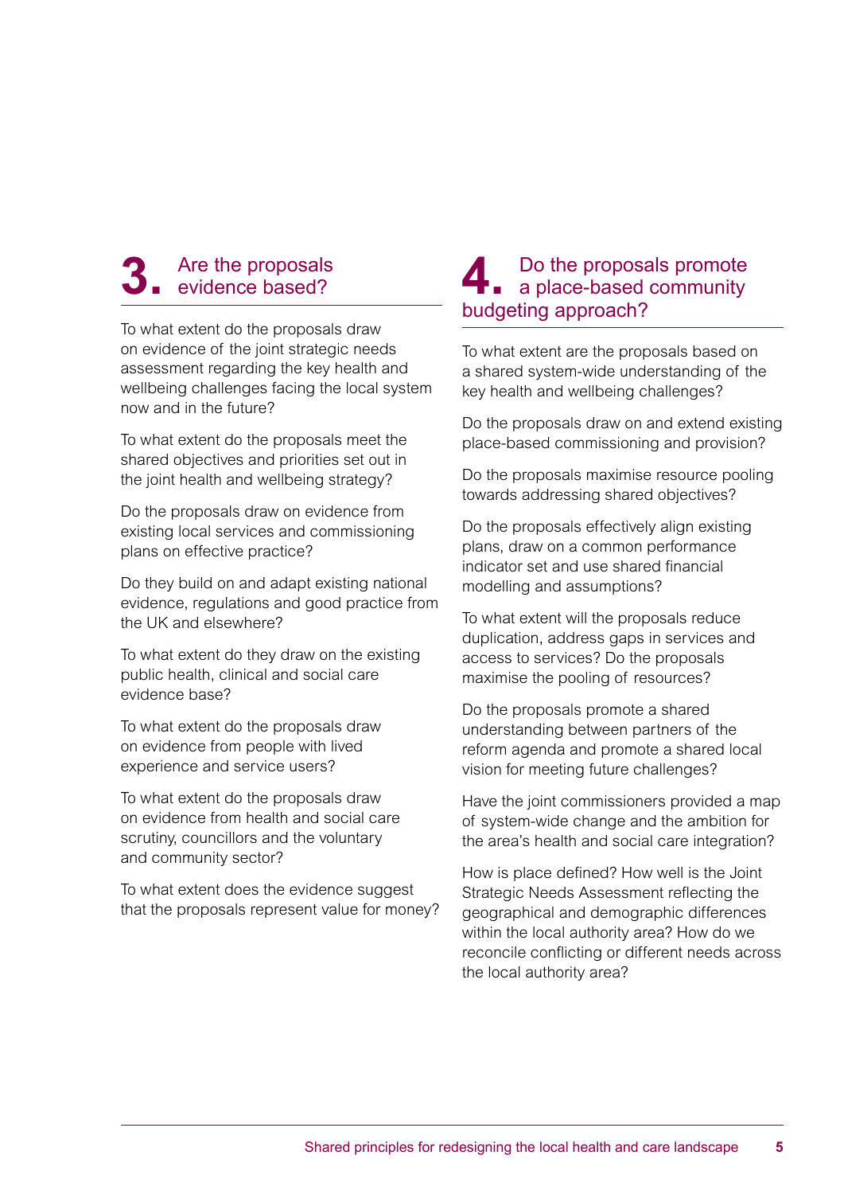## 3. Are the proposals evidence based?

To what extent do the proposals draw on evidence of the joint strategic needs assessment regarding the key health and wellbeing challenges facing the local system now and in the future?

To what extent do the proposals meet the shared objectives and priorities set out in the joint health and wellbeing strategy?

Do the proposals draw on evidence from existing local services and commissioning plans on effective practice?

Do they build on and adapt existing national evidence, regulations and good practice from the UK and elsewhere?

To what extent do they draw on the existing public health, clinical and social care evidence base?

To what extent do the proposals draw on evidence from people with lived experience and service users?

To what extent do the proposals draw on evidence from health and social care scrutiny, councillors and the voluntary and community sector?

To what extent does the evidence suggest that the proposals represent value for money?

## 4. Do the proposals promote a place-based community budgeting approach?

To what extent are the proposals based on a shared system-wide understanding of the key health and wellbeing challenges?

Do the proposals draw on and extend existing place-based commissioning and provision?

Do the proposals maximise resource pooling towards addressing shared objectives?

Do the proposals effectively align existing plans, draw on a common performance indicator set and use shared financial modelling and assumptions?

To what extent will the proposals reduce duplication, address gaps in services and access to services? Do the proposals maximise the pooling of resources?

Do the proposals promote a shared understanding between partners of the reform agenda and promote a shared local vision for meeting future challenges?

Have the joint commissioners provided a map of system-wide change and the ambition for the area's health and social care integration?

How is place defined? How well is the Joint Strategic Needs Assessment reflecting the geographical and demographic differences within the local authority area? How do we reconcile conflicting or different needs across the local authority area?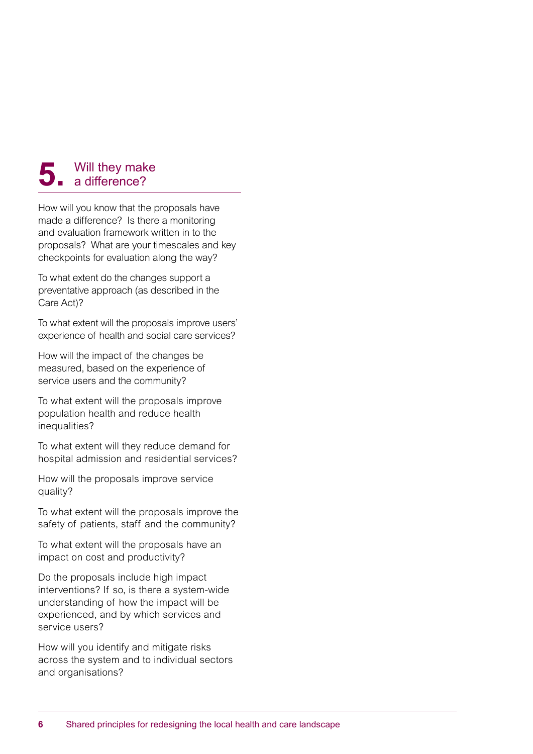## 5. Will they make a difference?

How will you know that the proposals have made a difference? Is there a monitoring and evaluation framework written in to the proposals? What are your timescales and key checkpoints for evaluation along the way?

To what extent do the changes support a preventative approach (as described in the Care Act)?

To what extent will the proposals improve users' experience of health and social care services?

How will the impact of the changes be measured, based on the experience of service users and the community?

To what extent will the proposals improve population health and reduce health inequalities?

To what extent will they reduce demand for hospital admission and residential services?

How will the proposals improve service quality?

To what extent will the proposals improve the safety of patients, staff and the community?

To what extent will the proposals have an impact on cost and productivity?

Do the proposals include high impact interventions? If so, is there a system-wide understanding of how the impact will be experienced, and by which services and service users?

How will you identify and mitigate risks across the system and to individual sectors and organisations?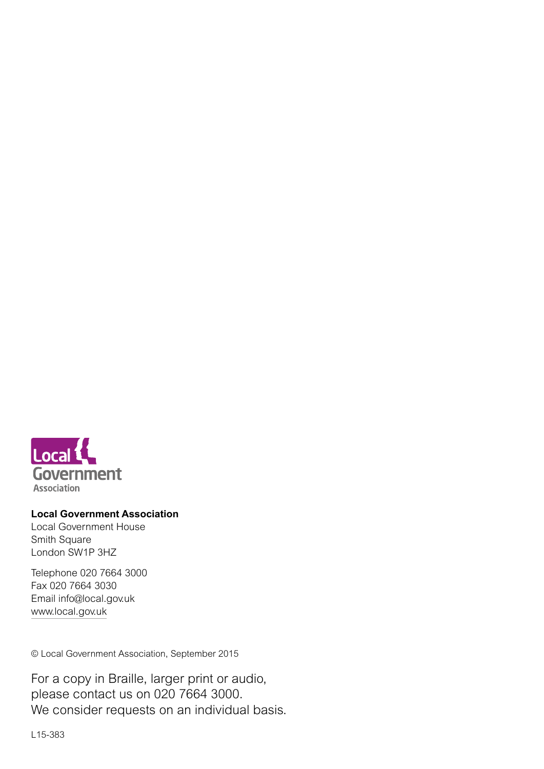Local Government Association

**Local Government Association**
Local Government House
Smith Square
London SW1P 3HZ

Telephone 020 7664 3000
Fax 020 7664 3030
Email info@local.gov.uk
www.local.gov.uk

© Local Government Association, September 2015

For a copy in Braille, larger print or audio, please contact us on 020 7664 3000. We consider requests on an individual basis.

L15-383